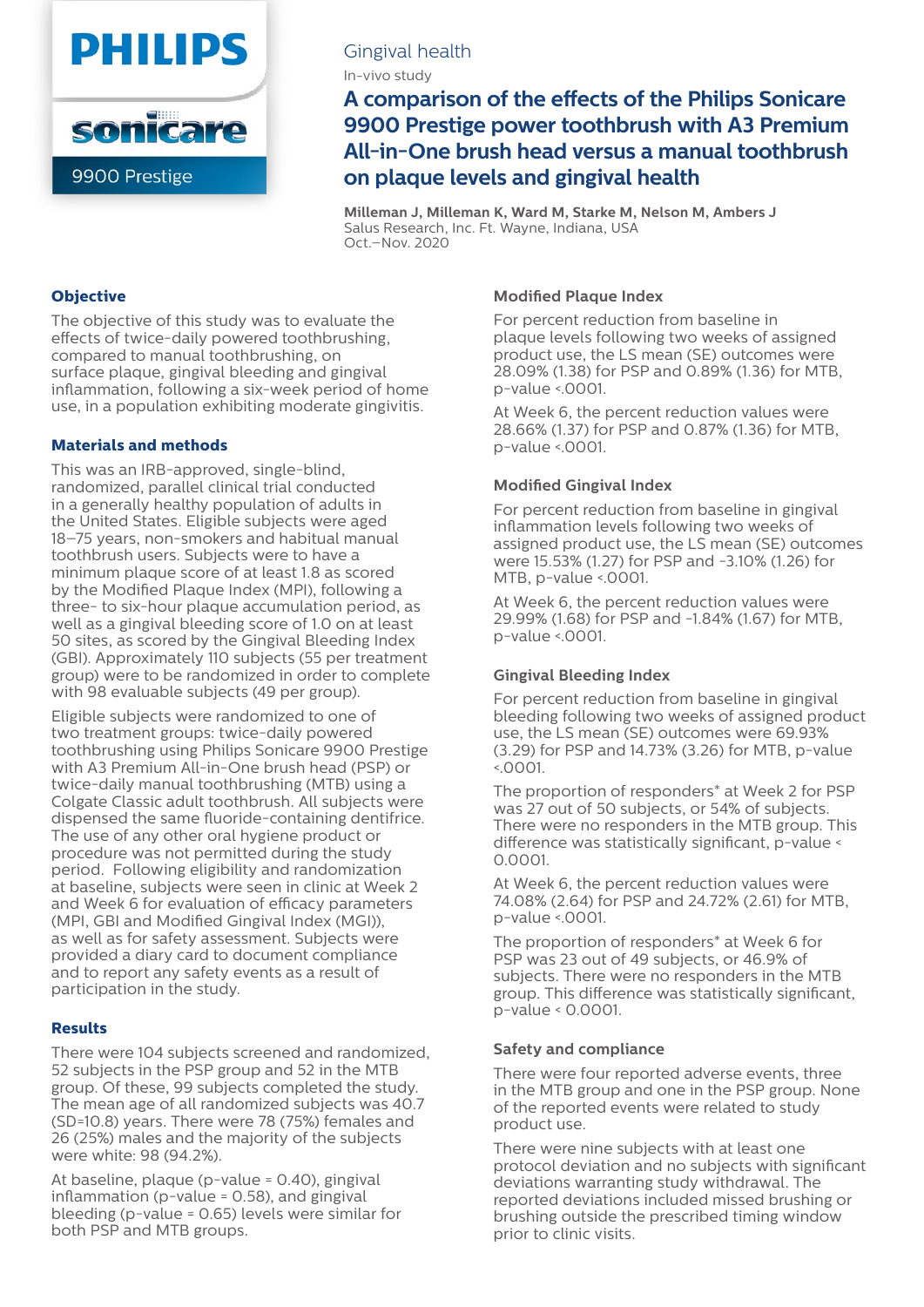PHILIPS

sonicare

9900 Prestige

Gingival health

In-vivo study

# A comparison of the effects of the Philips Sonicare 9900 Prestige power toothbrush with A3 Premium All-in-One brush head versus a manual toothbrush on plaque levels and gingival health

**Milleman J, Milleman K, Ward M, Starke M, Nelson M, Ambers J**
Salus Research, Inc. Ft. Wayne, Indiana, USA
Oct.–Nov. 2020

## Objective

The objective of this study was to evaluate the effects of twice-daily powered toothbrushing, compared to manual toothbrushing, on surface plaque, gingival bleeding and gingival inflammation, following a six-week period of home use, in a population exhibiting moderate gingivitis.

## Materials and methods

This was an IRB-approved, single-blind, randomized, parallel clinical trial conducted in a generally healthy population of adults in the United States. Eligible subjects were aged 18–75 years, non-smokers and habitual manual toothbrush users. Subjects were to have a minimum plaque score of at least 1.8 as scored by the Modified Plaque Index (MPI), following a three- to six-hour plaque accumulation period, as well as a gingival bleeding score of 1.0 on at least 50 sites, as scored by the Gingival Bleeding Index (GBI). Approximately 110 subjects (55 per treatment group) were to be randomized in order to complete with 98 evaluable subjects (49 per group).

Eligible subjects were randomized to one of two treatment groups: twice-daily powered toothbrushing using Philips Sonicare 9900 Prestige with A3 Premium All-in-One brush head (PSP) or twice-daily manual toothbrushing (MTB) using a Colgate Classic adult toothbrush. All subjects were dispensed the same fluoride-containing dentifrice. The use of any other oral hygiene product or procedure was not permitted during the study period. Following eligibility and randomization at baseline, subjects were seen in clinic at Week 2 and Week 6 for evaluation of efficacy parameters (MPI, GBI and Modified Gingival Index (MGI)), as well as for safety assessment. Subjects were provided a diary card to document compliance and to report any safety events as a result of participation in the study.

## Results

There were 104 subjects screened and randomized, 52 subjects in the PSP group and 52 in the MTB group. Of these, 99 subjects completed the study. The mean age of all randomized subjects was 40.7 (SD=10.8) years. There were 78 (75%) females and 26 (25%) males and the majority of the subjects were white: 98 (94.2%).

At baseline, plaque (p-value = 0.40), gingival inflammation (p-value = 0.58), and gingival bleeding (p-value = 0.65) levels were similar for both PSP and MTB groups.

### Modified Plaque Index

For percent reduction from baseline in plaque levels following two weeks of assigned product use, the LS mean (SE) outcomes were 28.09% (1.38) for PSP and 0.89% (1.36) for MTB, p-value <.0001.

At Week 6, the percent reduction values were 28.66% (1.37) for PSP and 0.87% (1.36) for MTB, p-value <.0001.

### Modified Gingival Index

For percent reduction from baseline in gingival inflammation levels following two weeks of assigned product use, the LS mean (SE) outcomes were 15.53% (1.27) for PSP and -3.10% (1.26) for MTB, p-value <.0001.

At Week 6, the percent reduction values were 29.99% (1.68) for PSP and -1.84% (1.67) for MTB, p-value <.0001.

### Gingival Bleeding Index

For percent reduction from baseline in gingival bleeding following two weeks of assigned product use, the LS mean (SE) outcomes were 69.93% (3.29) for PSP and 14.73% (3.26) for MTB, p-value <.0001.

The proportion of responders* at Week 2 for PSP was 27 out of 50 subjects, or 54% of subjects. There were no responders in the MTB group. This difference was statistically significant, p-value < 0.0001.

At Week 6, the percent reduction values were 74.08% (2.64) for PSP and 24.72% (2.61) for MTB, p-value <.0001.

The proportion of responders* at Week 6 for PSP was 23 out of 49 subjects, or 46.9% of subjects. There were no responders in the MTB group. This difference was statistically significant, p-value < 0.0001.

### Safety and compliance

There were four reported adverse events, three in the MTB group and one in the PSP group. None of the reported events were related to study product use.

There were nine subjects with at least one protocol deviation and no subjects with significant deviations warranting study withdrawal. The reported deviations included missed brushing or brushing outside the prescribed timing window prior to clinic visits.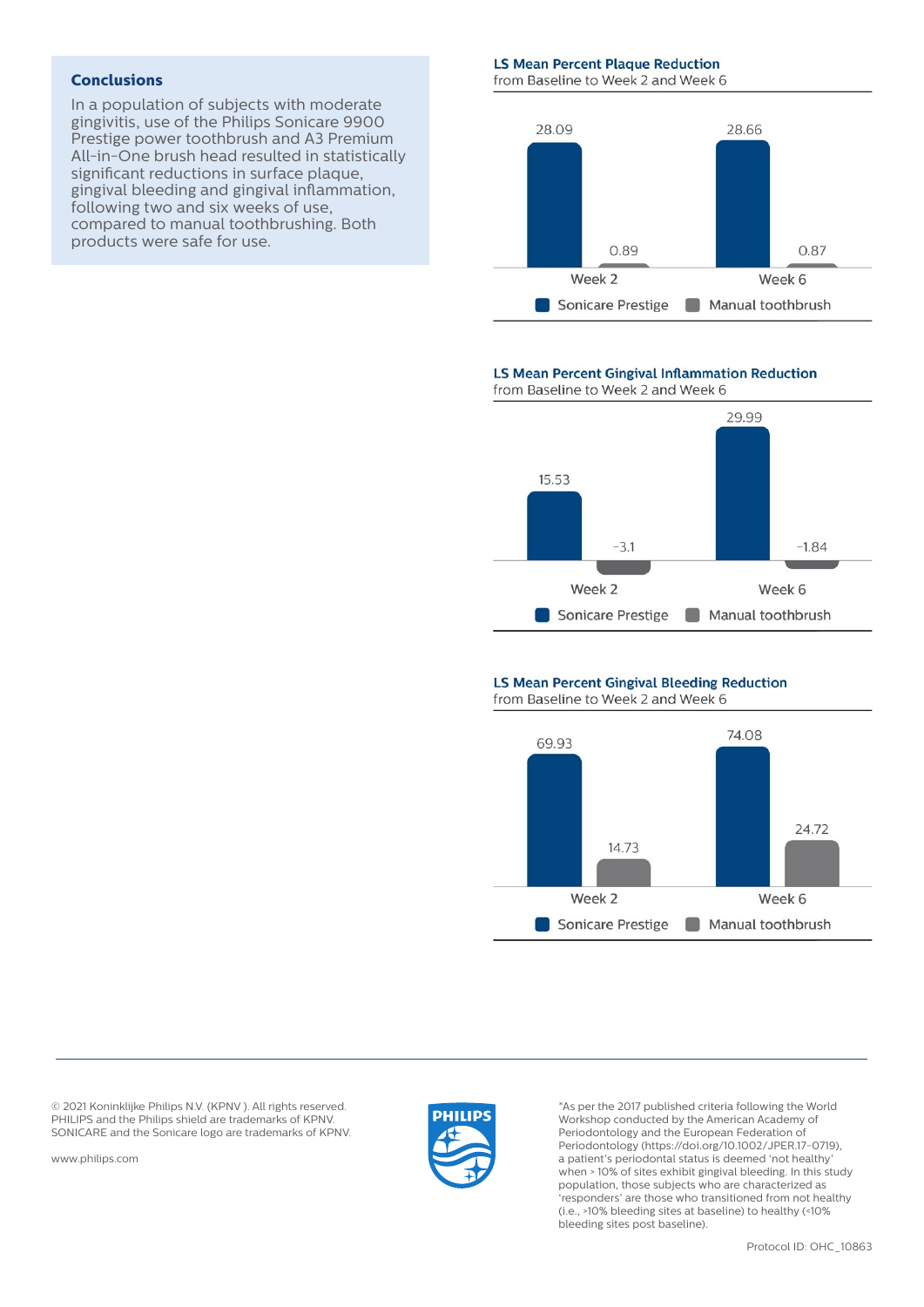## Conclusions

In a population of subjects with moderate gingivitis, use of the Philips Sonicare 9900 Prestige power toothbrush and A3 Premium All-in-One brush head resulted in statistically significant reductions in surface plaque, gingival bleeding and gingival inflammation, following two and six weeks of use, compared to manual toothbrushing. Both products were safe for use.

**LS Mean Percent Plaque Reduction**
from Baseline to Week 2 and Week 6

28.09
0.89
28.66
0.87
Week 2
Week 6
Sonicare Prestige
Manual toothbrush

**LS Mean Percent Gingival Inflammation Reduction**
from Baseline to Week 2 and Week 6

15.53
-3.1
29.99
-1.84
Week 2
Week 6
Sonicare Prestige
Manual toothbrush

**LS Mean Percent Gingival Bleeding Reduction**
from Baseline to Week 2 and Week 6

69.93
14.73
74.08
24.72
Week 2
Week 6
Sonicare Prestige
Manual toothbrush

---

© 2021 Koninklijke Philips N.V. (KPNV ). All rights reserved.
PHILIPS and the Philips shield are trademarks of KPNV.
SONICARE and the Sonicare logo are trademarks of KPNV.

www.philips.com

*As per the 2017 published criteria following the World Workshop conducted by the American Academy of Periodontology and the European Federation of Periodontology (https://doi.org/10.1002/JPER.17-0719), a patient's periodontal status is deemed 'not healthy' when > 10% of sites exhibit gingival bleeding. In this study population, those subjects who are characterized as 'responders' are those who transitioned from not healthy (i.e., >10% bleeding sites at baseline) to healthy (<10% bleeding sites post baseline).

Protocol ID: OHC_10863